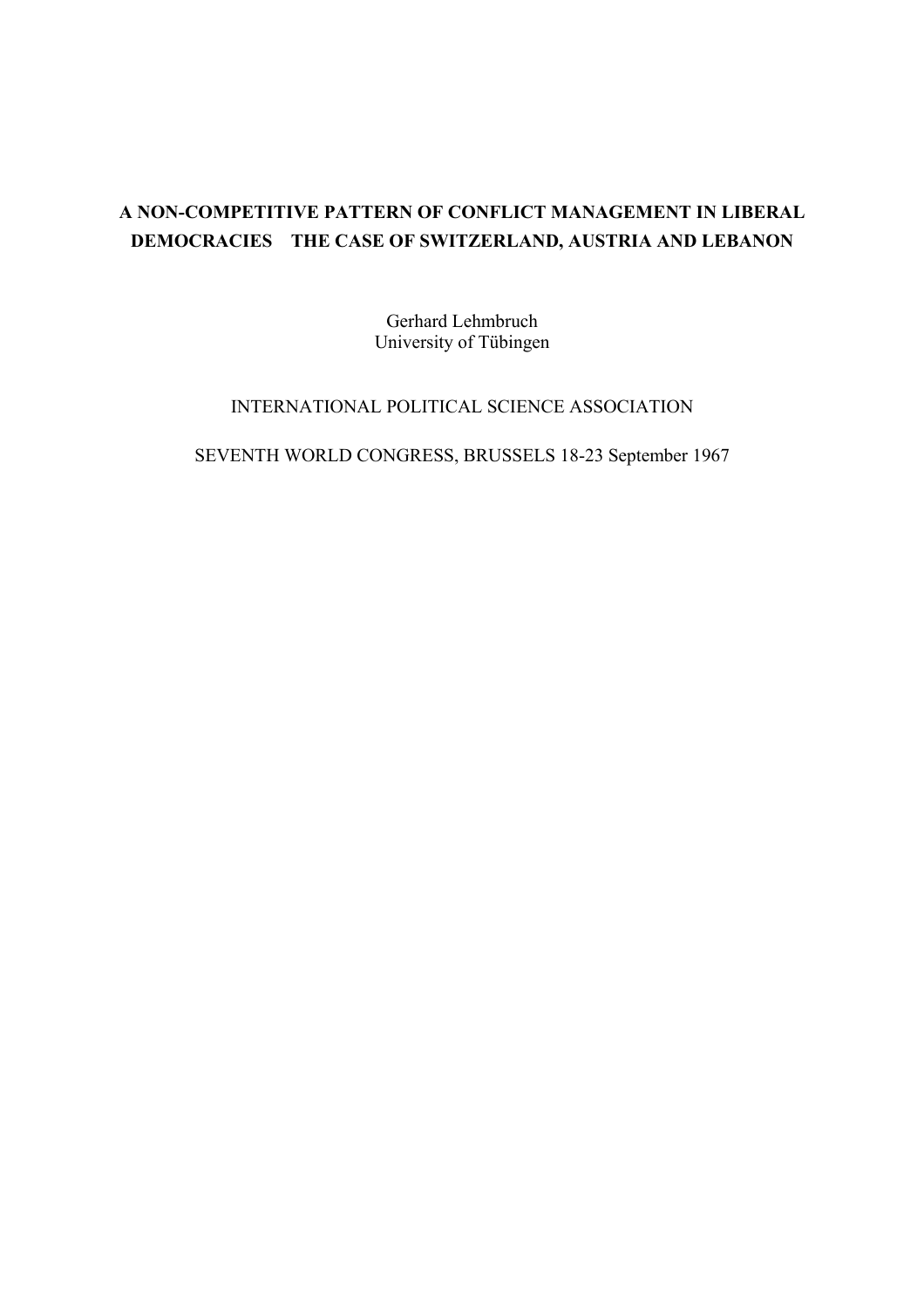# A NON-COMPETITIVE PATTERN OF CONFLICT MANAGEMENT IN LIBERAL DEMOCRACIES THE CASE OF SWITZERLAND, AUSTRIA AND LEBANON

Gerhard Lehmbruch
University of Tübingen

INTERNATIONAL POLITICAL SCIENCE ASSOCIATION

SEVENTH WORLD CONGRESS, BRUSSELS 18-23 September 1967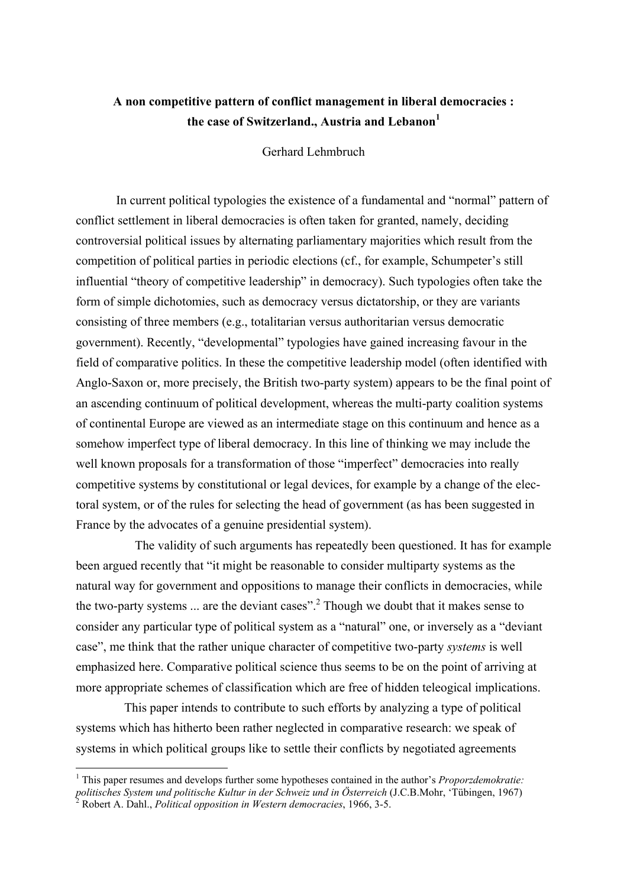**A non competitive pattern of conflict management in liberal democracies : the case of Switzerland., Austria and Lebanon**[1]

Gerhard Lehmbruch

In current political typologies the existence of a fundamental and "normal" pattern of conflict settlement in liberal democracies is often taken for granted, namely, deciding controversial political issues by alternating parliamentary majorities which result from the competition of political parties in periodic elections (cf., for example, Schumpeter's still influential "theory of competitive leadership" in democracy). Such typologies often take the form of simple dichotomies, such as democracy versus dictatorship, or they are variants consisting of three members (e.g., totalitarian versus authoritarian versus democratic government). Recently, "developmental" typologies have gained increasing favour in the field of comparative politics. In these the competitive leadership model (often identified with Anglo-Saxon or, more precisely, the British two-party system) appears to be the final point of an ascending continuum of political development, whereas the multi-party coalition systems of continental Europe are viewed as an intermediate stage on this continuum and hence as a somehow imperfect type of liberal democracy. In this line of thinking we may include the well known proposals for a transformation of those "imperfect" democracies into really competitive systems by constitutional or legal devices, for example by a change of the electoral system, or of the rules for selecting the head of government (as has been suggested in France by the advocates of a genuine presidential system).

The validity of such arguments has repeatedly been questioned. It has for example been argued recently that "it might be reasonable to consider multiparty systems as the natural way for government and oppositions to manage their conflicts in democracies, while the two-party systems ... are the deviant cases".[2] Though we doubt that it makes sense to consider any particular type of political system as a "natural" one, or inversely as a "deviant case", me think that the rather unique character of competitive two-party *systems* is well emphasized here. Comparative political science thus seems to be on the point of arriving at more appropriate schemes of classification which are free of hidden teleogical implications.

This paper intends to contribute to such efforts by analyzing a type of political systems which has hitherto been rather neglected in comparative research: we speak of systems in which political groups like to settle their conflicts by negotiated agreements

---

[1] This paper resumes and develops further some hypotheses contained in the author's *Proporzdemokratie: politisches System und politische Kultur in der Schweiz und in Österreich* (J.C.B.Mohr, 'Tübingen, 1967)

[2] Robert A. Dahl., *Political opposition in Western democracies*, 1966, 3-5.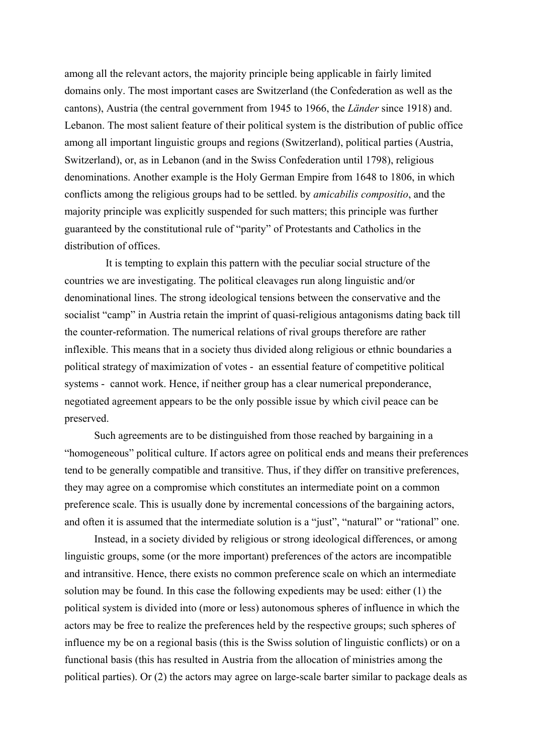among all the relevant actors, the majority principle being applicable in fairly limited domains only. The most important cases are Switzerland (the Confederation as well as the cantons), Austria (the central government from 1945 to 1966, the *Länder* since 1918) and. Lebanon. The most salient feature of their political system is the distribution of public office among all important linguistic groups and regions (Switzerland), political parties (Austria, Switzerland), or, as in Lebanon (and in the Swiss Confederation until 1798), religious denominations. Another example is the Holy German Empire from 1648 to 1806, in which conflicts among the religious groups had to be settled. by *amicabilis compositio*, and the majority principle was explicitly suspended for such matters; this principle was further guaranteed by the constitutional rule of "parity" of Protestants and Catholics in the distribution of offices.

It is tempting to explain this pattern with the peculiar social structure of the countries we are investigating. The political cleavages run along linguistic and/or denominational lines. The strong ideological tensions between the conservative and the socialist "camp" in Austria retain the imprint of quasi-religious antagonisms dating back till the counter-reformation. The numerical relations of rival groups therefore are rather inflexible. This means that in a society thus divided along religious or ethnic boundaries a political strategy of maximization of votes - an essential feature of competitive political systems - cannot work. Hence, if neither group has a clear numerical preponderance, negotiated agreement appears to be the only possible issue by which civil peace can be preserved.

Such agreements are to be distinguished from those reached by bargaining in a "homogeneous" political culture. If actors agree on political ends and means their preferences tend to be generally compatible and transitive. Thus, if they differ on transitive preferences, they may agree on a compromise which constitutes an intermediate point on a common preference scale. This is usually done by incremental concessions of the bargaining actors, and often it is assumed that the intermediate solution is a "just", "natural" or "rational" one.

Instead, in a society divided by religious or strong ideological differences, or among linguistic groups, some (or the more important) preferences of the actors are incompatible and intransitive. Hence, there exists no common preference scale on which an intermediate solution may be found. In this case the following expedients may be used: either (1) the political system is divided into (more or less) autonomous spheres of influence in which the actors may be free to realize the preferences held by the respective groups; such spheres of influence my be on a regional basis (this is the Swiss solution of linguistic conflicts) or on a functional basis (this has resulted in Austria from the allocation of ministries among the political parties). Or (2) the actors may agree on large-scale barter similar to package deals as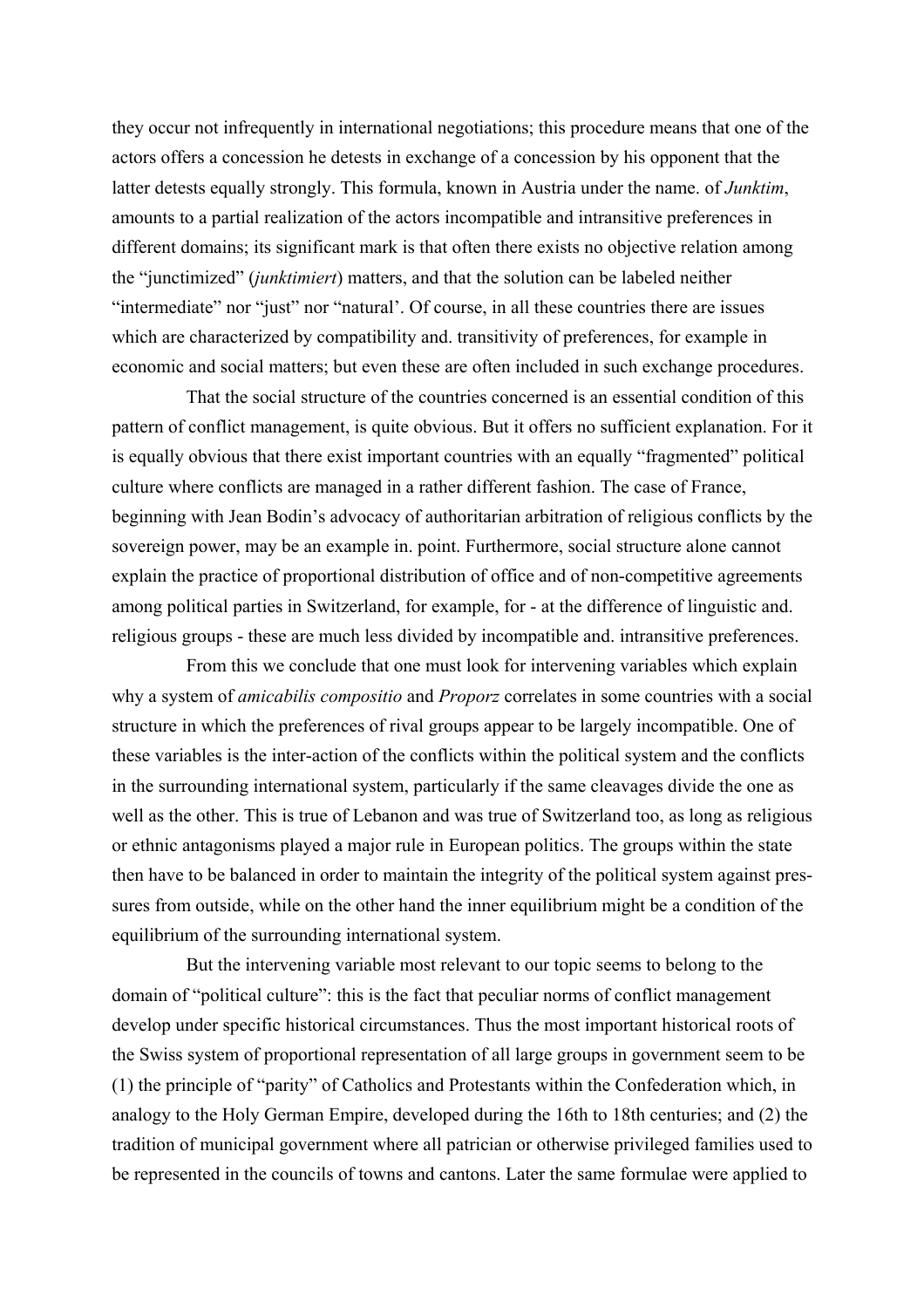they occur not infrequently in international negotiations; this procedure means that one of the actors offers a concession he detests in exchange of a concession by his opponent that the latter detests equally strongly. This formula, known in Austria under the name. of *Junktim*, amounts to a partial realization of the actors incompatible and intransitive preferences in different domains; its significant mark is that often there exists no objective relation among the "junctimized" (*junktimiert*) matters, and that the solution can be labeled neither "intermediate" nor "just" nor "natural'. Of course, in all these countries there are issues which are characterized by compatibility and. transitivity of preferences, for example in economic and social matters; but even these are often included in such exchange procedures.

That the social structure of the countries concerned is an essential condition of this pattern of conflict management, is quite obvious. But it offers no sufficient explanation. For it is equally obvious that there exist important countries with an equally "fragmented" political culture where conflicts are managed in a rather different fashion. The case of France, beginning with Jean Bodin's advocacy of authoritarian arbitration of religious conflicts by the sovereign power, may be an example in. point. Furthermore, social structure alone cannot explain the practice of proportional distribution of office and of non-competitive agreements among political parties in Switzerland, for example, for - at the difference of linguistic and. religious groups - these are much less divided by incompatible and. intransitive preferences.

From this we conclude that one must look for intervening variables which explain why a system of *amicabilis compositio* and *Proporz* correlates in some countries with a social structure in which the preferences of rival groups appear to be largely incompatible. One of these variables is the inter-action of the conflicts within the political system and the conflicts in the surrounding international system, particularly if the same cleavages divide the one as well as the other. This is true of Lebanon and was true of Switzerland too, as long as religious or ethnic antagonisms played a major rule in European politics. The groups within the state then have to be balanced in order to maintain the integrity of the political system against pressures from outside, while on the other hand the inner equilibrium might be a condition of the equilibrium of the surrounding international system.

But the intervening variable most relevant to our topic seems to belong to the domain of "political culture": this is the fact that peculiar norms of conflict management develop under specific historical circumstances. Thus the most important historical roots of the Swiss system of proportional representation of all large groups in government seem to be (1) the principle of "parity" of Catholics and Protestants within the Confederation which, in analogy to the Holy German Empire, developed during the 16th to 18th centuries; and (2) the tradition of municipal government where all patrician or otherwise privileged families used to be represented in the councils of towns and cantons. Later the same formulae were applied to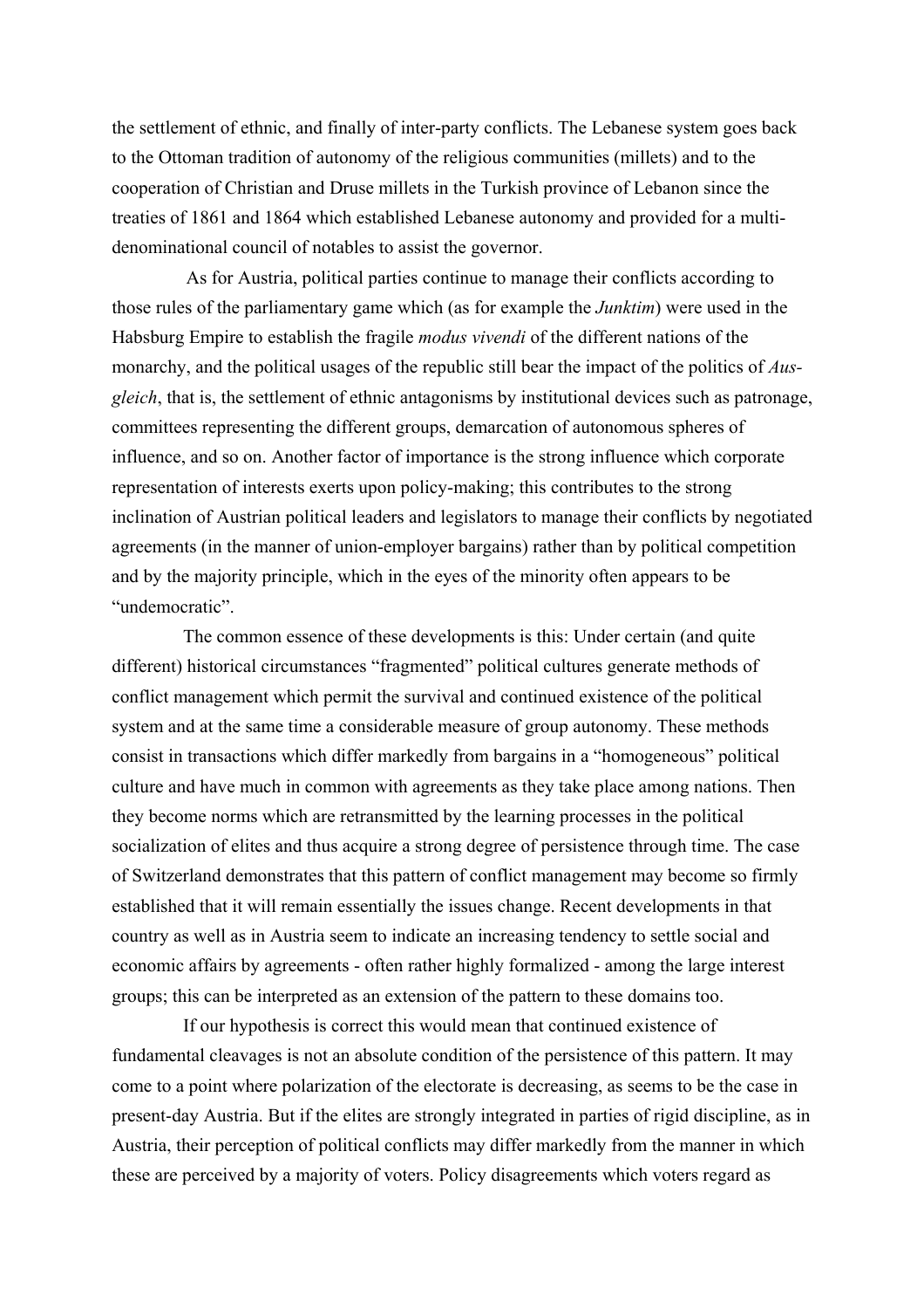the settlement of ethnic, and finally of inter-party conflicts. The Lebanese system goes back to the Ottoman tradition of autonomy of the religious communities (millets) and to the cooperation of Christian and Druse millets in the Turkish province of Lebanon since the treaties of 1861 and 1864 which established Lebanese autonomy and provided for a multi-denominational council of notables to assist the governor.

As for Austria, political parties continue to manage their conflicts according to those rules of the parliamentary game which (as for example the *Junktim*) were used in the Habsburg Empire to establish the fragile *modus vivendi* of the different nations of the monarchy, and the political usages of the republic still bear the impact of the politics of *Ausgleich*, that is, the settlement of ethnic antagonisms by institutional devices such as patronage, committees representing the different groups, demarcation of autonomous spheres of influence, and so on. Another factor of importance is the strong influence which corporate representation of interests exerts upon policy-making; this contributes to the strong inclination of Austrian political leaders and legislators to manage their conflicts by negotiated agreements (in the manner of union-employer bargains) rather than by political competition and by the majority principle, which in the eyes of the minority often appears to be "undemocratic".

The common essence of these developments is this: Under certain (and quite different) historical circumstances "fragmented" political cultures generate methods of conflict management which permit the survival and continued existence of the political system and at the same time a considerable measure of group autonomy. These methods consist in transactions which differ markedly from bargains in a "homogeneous" political culture and have much in common with agreements as they take place among nations. Then they become norms which are retransmitted by the learning processes in the political socialization of elites and thus acquire a strong degree of persistence through time. The case of Switzerland demonstrates that this pattern of conflict management may become so firmly established that it will remain essentially the issues change. Recent developments in that country as well as in Austria seem to indicate an increasing tendency to settle social and economic affairs by agreements - often rather highly formalized - among the large interest groups; this can be interpreted as an extension of the pattern to these domains too.

If our hypothesis is correct this would mean that continued existence of fundamental cleavages is not an absolute condition of the persistence of this pattern. It may come to a point where polarization of the electorate is decreasing, as seems to be the case in present-day Austria. But if the elites are strongly integrated in parties of rigid discipline, as in Austria, their perception of political conflicts may differ markedly from the manner in which these are perceived by a majority of voters. Policy disagreements which voters regard as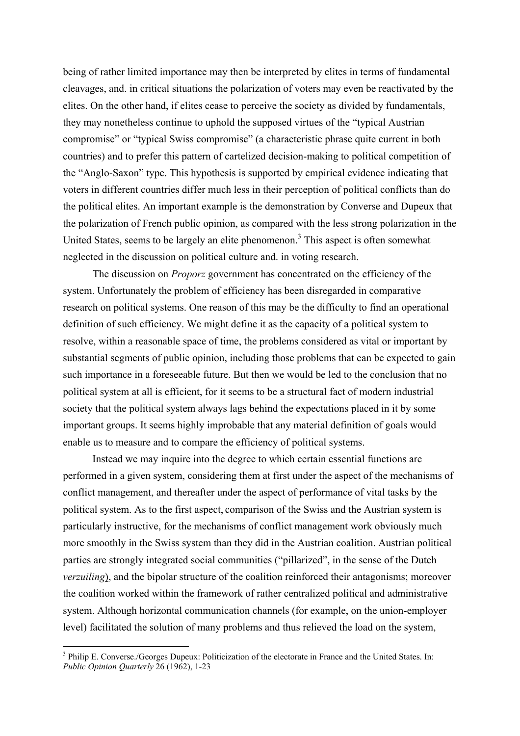being of rather limited importance may then be interpreted by elites in terms of fundamental cleavages, and. in critical situations the polarization of voters may even be reactivated by the elites. On the other hand, if elites cease to perceive the society as divided by fundamentals, they may nonetheless continue to uphold the supposed virtues of the "typical Austrian compromise" or "typical Swiss compromise" (a characteristic phrase quite current in both countries) and to prefer this pattern of cartelized decision-making to political competition of the "Anglo-Saxon" type. This hypothesis is supported by empirical evidence indicating that voters in different countries differ much less in their perception of political conflicts than do the political elites. An important example is the demonstration by Converse and Dupeux that the polarization of French public opinion, as compared with the less strong polarization in the United States, seems to be largely an elite phenomenon.[3] This aspect is often somewhat neglected in the discussion on political culture and. in voting research.

The discussion on *Proporz* government has concentrated on the efficiency of the system. Unfortunately the problem of efficiency has been disregarded in comparative research on political systems. One reason of this may be the difficulty to find an operational definition of such efficiency. We might define it as the capacity of a political system to resolve, within a reasonable space of time, the problems considered as vital or important by substantial segments of public opinion, including those problems that can be expected to gain such importance in a foreseeable future. But then we would be led to the conclusion that no political system at all is efficient, for it seems to be a structural fact of modern industrial society that the political system always lags behind the expectations placed in it by some important groups. It seems highly improbable that any material definition of goals would enable us to measure and to compare the efficiency of political systems.

Instead we may inquire into the degree to which certain essential functions are performed in a given system, considering them at first under the aspect of the mechanisms of conflict management, and thereafter under the aspect of performance of vital tasks by the political system. As to the first aspect, comparison of the Swiss and the Austrian system is particularly instructive, for the mechanisms of conflict management work obviously much more smoothly in the Swiss system than they did in the Austrian coalition. Austrian political parties are strongly integrated social communities ("pillarized", in the sense of the Dutch *verzuiling*), and the bipolar structure of the coalition reinforced their antagonisms; moreover the coalition worked within the framework of rather centralized political and administrative system. Although horizontal communication channels (for example, on the union-employer level) facilitated the solution of many problems and thus relieved the load on the system,

---

[3] Philip E. Converse./Georges Dupeux: Politicization of the electorate in France and the United States. In: *Public Opinion Quarterly* 26 (1962), 1-23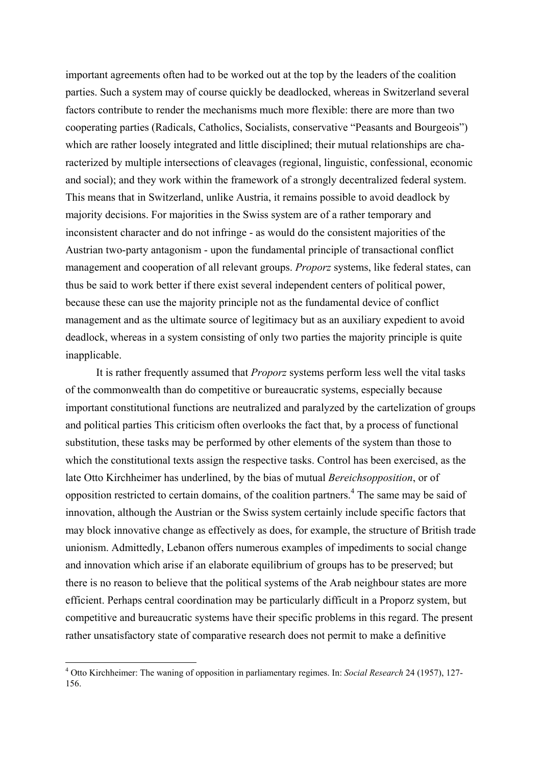important agreements often had to be worked out at the top by the leaders of the coalition parties. Such a system may of course quickly be deadlocked, whereas in Switzerland several factors contribute to render the mechanisms much more flexible: there are more than two cooperating parties (Radicals, Catholics, Socialists, conservative "Peasants and Bourgeois") which are rather loosely integrated and little disciplined; their mutual relationships are characterized by multiple intersections of cleavages (regional, linguistic, confessional, economic and social); and they work within the framework of a strongly decentralized federal system. This means that in Switzerland, unlike Austria, it remains possible to avoid deadlock by majority decisions. For majorities in the Swiss system are of a rather temporary and inconsistent character and do not infringe - as would do the consistent majorities of the Austrian two-party antagonism - upon the fundamental principle of transactional conflict management and cooperation of all relevant groups. *Proporz* systems, like federal states, can thus be said to work better if there exist several independent centers of political power, because these can use the majority principle not as the fundamental device of conflict management and as the ultimate source of legitimacy but as an auxiliary expedient to avoid deadlock, whereas in a system consisting of only two parties the majority principle is quite inapplicable.

It is rather frequently assumed that *Proporz* systems perform less well the vital tasks of the commonwealth than do competitive or bureaucratic systems, especially because important constitutional functions are neutralized and paralyzed by the cartelization of groups and political parties This criticism often overlooks the fact that, by a process of functional substitution, these tasks may be performed by other elements of the system than those to which the constitutional texts assign the respective tasks. Control has been exercised, as the late Otto Kirchheimer has underlined, by the bias of mutual *Bereichsopposition*, or of opposition restricted to certain domains, of the coalition partners.[4] The same may be said of innovation, although the Austrian or the Swiss system certainly include specific factors that may block innovative change as effectively as does, for example, the structure of British trade unionism. Admittedly, Lebanon offers numerous examples of impediments to social change and innovation which arise if an elaborate equilibrium of groups has to be preserved; but there is no reason to believe that the political systems of the Arab neighbour states are more efficient. Perhaps central coordination may be particularly difficult in a Proporz system, but competitive and bureaucratic systems have their specific problems in this regard. The present rather unsatisfactory state of comparative research does not permit to make a definitive

[4] Otto Kirchheimer: The waning of opposition in parliamentary regimes. In: *Social Research* 24 (1957), 127-156.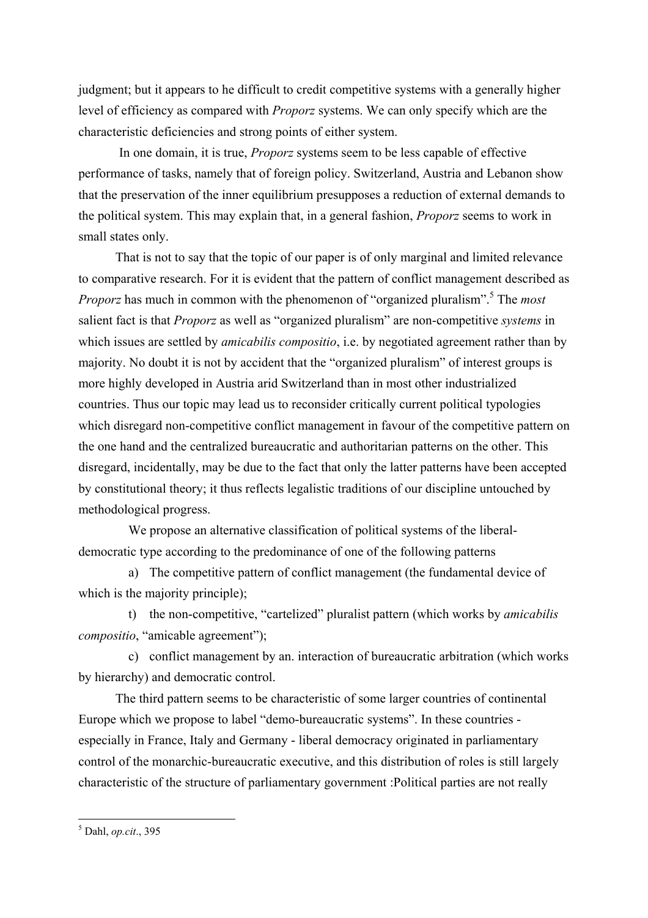judgment; but it appears to he difficult to credit competitive systems with a generally higher level of efficiency as compared with *Proporz* systems. We can only specify which are the characteristic deficiencies and strong points of either system.

In one domain, it is true, *Proporz* systems seem to be less capable of effective performance of tasks, namely that of foreign policy. Switzerland, Austria and Lebanon show that the preservation of the inner equilibrium presupposes a reduction of external demands to the political system. This may explain that, in a general fashion, *Proporz* seems to work in small states only.

That is not to say that the topic of our paper is of only marginal and limited relevance to comparative research. For it is evident that the pattern of conflict management described as *Proporz* has much in common with the phenomenon of "organized pluralism".[5] The *most* salient fact is that *Proporz* as well as "organized pluralism" are non-competitive *systems* in which issues are settled by *amicabilis compositio*, i.e. by negotiated agreement rather than by majority. No doubt it is not by accident that the "organized pluralism" of interest groups is more highly developed in Austria arid Switzerland than in most other industrialized countries. Thus our topic may lead us to reconsider critically current political typologies which disregard non-competitive conflict management in favour of the competitive pattern on the one hand and the centralized bureaucratic and authoritarian patterns on the other. This disregard, incidentally, may be due to the fact that only the latter patterns have been accepted by constitutional theory; it thus reflects legalistic traditions of our discipline untouched by methodological progress.

We propose an alternative classification of political systems of the liberal-democratic type according to the predominance of one of the following patterns

a) The competitive pattern of conflict management (the fundamental device of which is the majority principle);

t) the non-competitive, "cartelized" pluralist pattern (which works by *amicabilis compositio*, "amicable agreement");

c) conflict management by an. interaction of bureaucratic arbitration (which works by hierarchy) and democratic control.

The third pattern seems to be characteristic of some larger countries of continental Europe which we propose to label "demo-bureaucratic systems". In these countries - especially in France, Italy and Germany - liberal democracy originated in parliamentary control of the monarchic-bureaucratic executive, and this distribution of roles is still largely characteristic of the structure of parliamentary government :Political parties are not really

[5] Dahl, *op.cit*., 395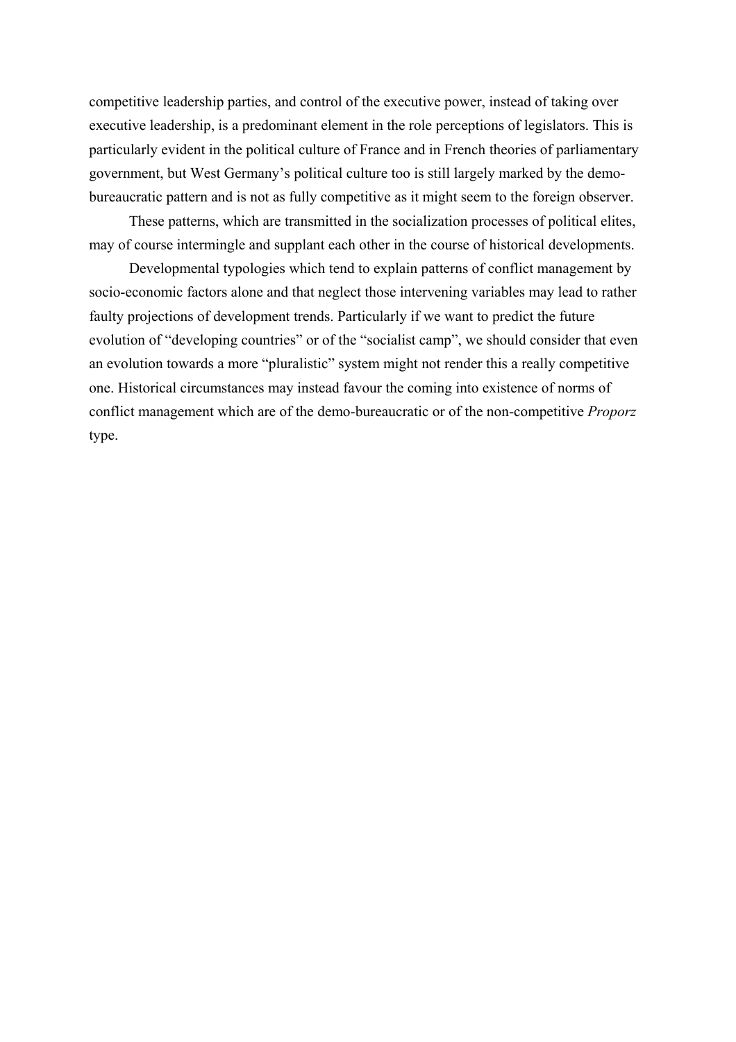competitive leadership parties, and control of the executive power, instead of taking over executive leadership, is a predominant element in the role perceptions of legislators. This is particularly evident in the political culture of France and in French theories of parliamentary government, but West Germany's political culture too is still largely marked by the demo-bureaucratic pattern and is not as fully competitive as it might seem to the foreign observer.

These patterns, which are transmitted in the socialization processes of political elites, may of course intermingle and supplant each other in the course of historical developments.

Developmental typologies which tend to explain patterns of conflict management by socio-economic factors alone and that neglect those intervening variables may lead to rather faulty projections of development trends. Particularly if we want to predict the future evolution of "developing countries" or of the "socialist camp", we should consider that even an evolution towards a more "pluralistic" system might not render this a really competitive one. Historical circumstances may instead favour the coming into existence of norms of conflict management which are of the demo-bureaucratic or of the non-competitive *Proporz* type.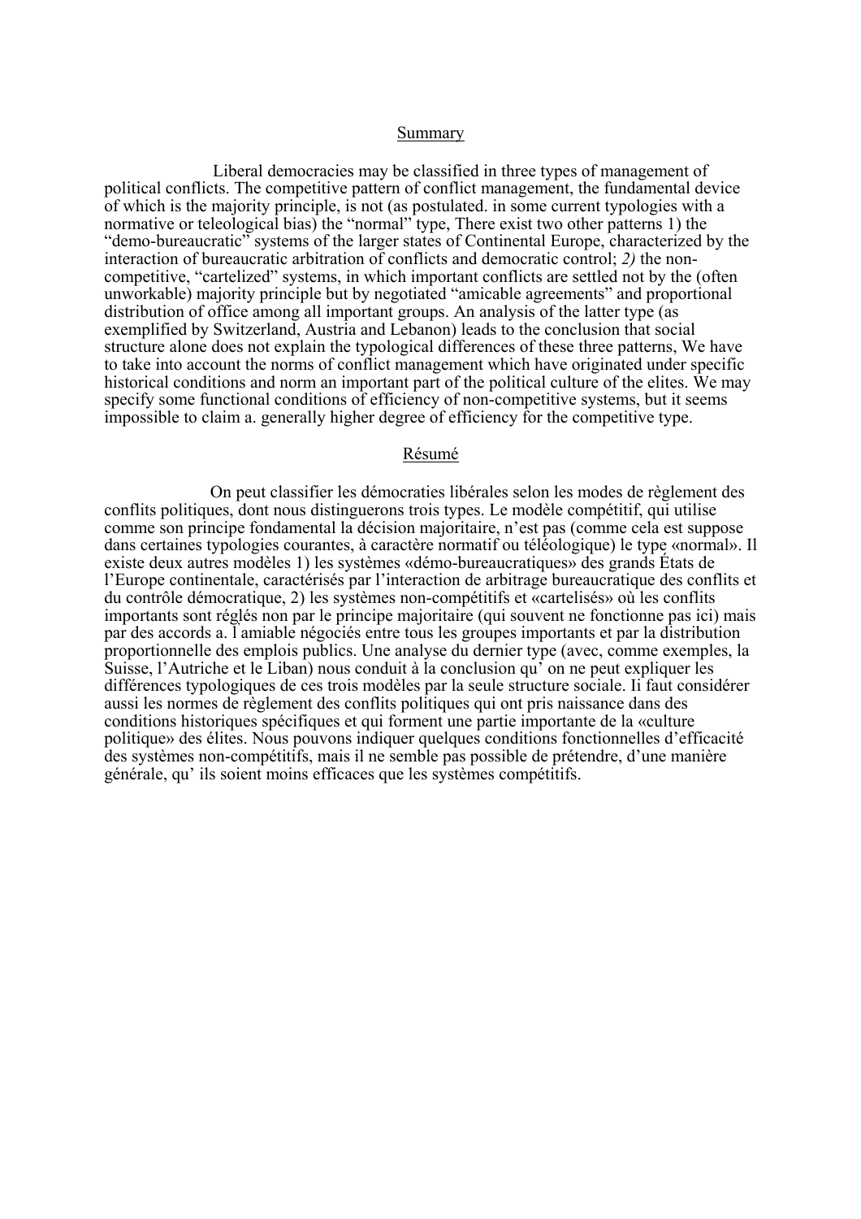## Summary

Liberal democracies may be classified in three types of management of political conflicts. The competitive pattern of conflict management, the fundamental device of which is the majority principle, is not (as postulated. in some current typologies with a normative or teleological bias) the "normal" type, There exist two other patterns 1) the "demo-bureaucratic" systems of the larger states of Continental Europe, characterized by the interaction of bureaucratic arbitration of conflicts and democratic control; *2)* the non-competitive, "cartelized" systems, in which important conflicts are settled not by the (often unworkable) majority principle but by negotiated "amicable agreements" and proportional distribution of office among all important groups. An analysis of the latter type (as exemplified by Switzerland, Austria and Lebanon) leads to the conclusion that social structure alone does not explain the typological differences of these three patterns, We have to take into account the norms of conflict management which have originated under specific historical conditions and norm an important part of the political culture of the elites. We may specify some functional conditions of efficiency of non-competitive systems, but it seems impossible to claim a. generally higher degree of efficiency for the competitive type.

## Résumé

On peut classifier les démocraties libérales selon les modes de règlement des conflits politiques, dont nous distinguerons trois types. Le modèle compétitif, qui utilise comme son principe fondamental la décision majoritaire, n'est pas (comme cela est suppose dans certaines typologies courantes, à caractère normatif ou téléologique) le type «normal». Il existe deux autres modèles 1) les systèmes «démo-bureaucratiques» des grands États de l'Europe continentale, caractérisés par l'interaction de arbitrage bureaucratique des conflits et du contrôle démocratique, 2) les systèmes non-compétitifs et «cartelisés» où les conflits importants sont réglés non par le principe majoritaire (qui souvent ne fonctionne pas ici) mais par des accords a. l amiable négociés entre tous les groupes importants et par la distribution proportionnelle des emplois publics. Une analyse du dernier type (avec, comme exemples, la Suisse, l'Autriche et le Liban) nous conduit à la conclusion qu' on ne peut expliquer les différences typologiques de ces trois modèles par la seule structure sociale. Ii faut considérer aussi les normes de règlement des conflits politiques qui ont pris naissance dans des conditions historiques spécifiques et qui forment une partie importante de la «culture politique» des élites. Nous pouvons indiquer quelques conditions fonctionnelles d'efficacité des systèmes non-compétitifs, mais il ne semble pas possible de prétendre, d'une manière générale, qu' ils soient moins efficaces que les systèmes compétitifs.